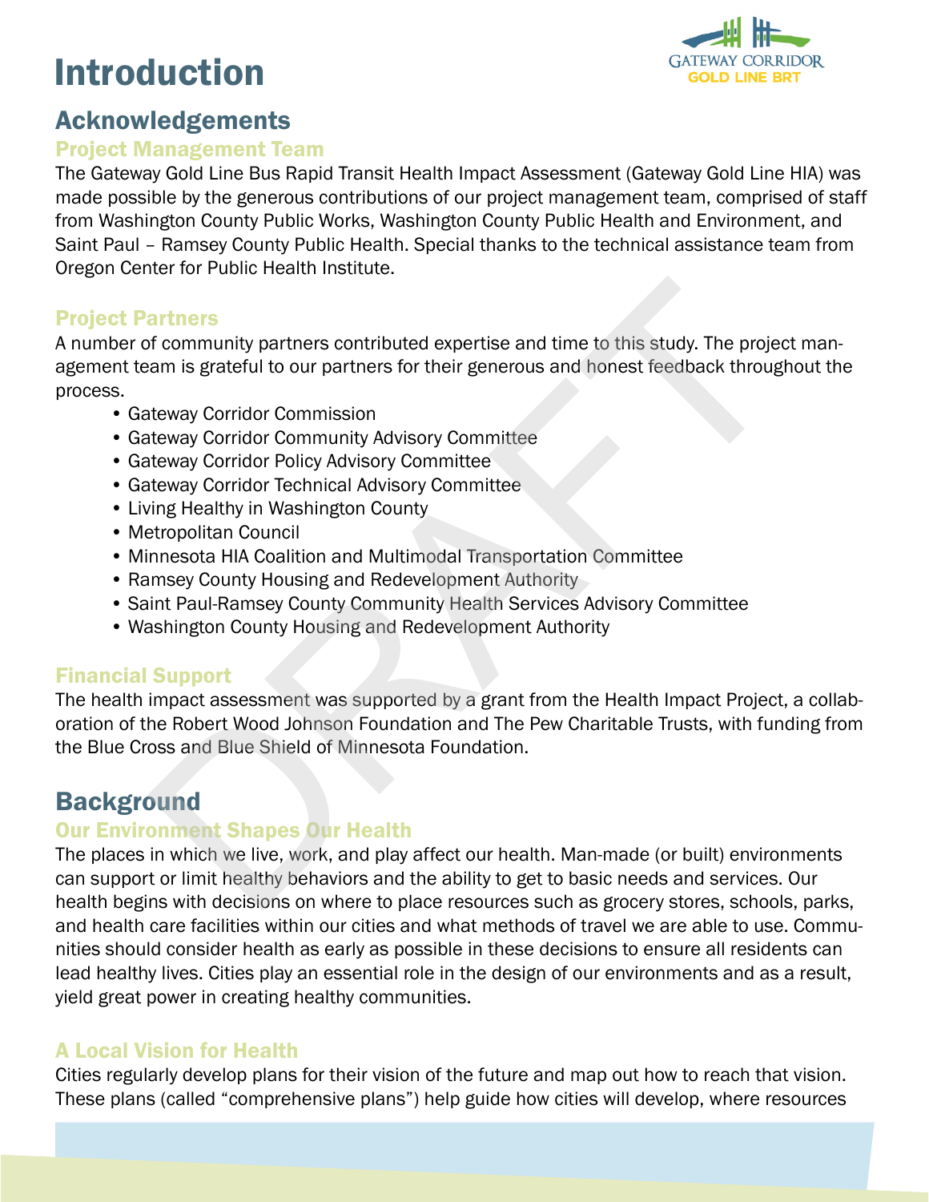# Introduction

## Acknowledgements

### Project Management Team

The Gateway Gold Line Bus Rapid Transit Health Impact Assessment (Gateway Gold Line HIA) was made possible by the generous contributions of our project management team, comprised of staff from Washington County Public Works, Washington County Public Health and Environment, and Saint Paul – Ramsey County Public Health. Special thanks to the technical assistance team from Oregon Center for Public Health Institute.

### Project Partners

A number of community partners contributed expertise and time to this study. The project management team is grateful to our partners for their generous and honest feedback throughout the process.

- Gateway Corridor Commission
- Gateway Corridor Community Advisory Committee
- Gateway Corridor Policy Advisory Committee
- Gateway Corridor Technical Advisory Committee
- Living Healthy in Washington County
- Metropolitan Council
- Minnesota HIA Coalition and Multimodal Transportation Committee
- Ramsey County Housing and Redevelopment Authority
- Saint Paul-Ramsey County Community Health Services Advisory Committee
- Washington County Housing and Redevelopment Authority

### Financial Support

The health impact assessment was supported by a grant from the Health Impact Project, a collaboration of the Robert Wood Johnson Foundation and The Pew Charitable Trusts, with funding from the Blue Cross and Blue Shield of Minnesota Foundation.

## Background

### Our Environment Shapes Our Health

The places in which we live, work, and play affect our health. Man-made (or built) environments can support or limit healthy behaviors and the ability to get to basic needs and services. Our health begins with decisions on where to place resources such as grocery stores, schools, parks, and health care facilities within our cities and what methods of travel we are able to use. Communities should consider health as early as possible in these decisions to ensure all residents can lead healthy lives. Cities play an essential role in the design of our environments and as a result, yield great power in creating healthy communities.

### A Local Vision for Health

Cities regularly develop plans for their vision of the future and map out how to reach that vision. These plans (called "comprehensive plans") help guide how cities will develop, where resources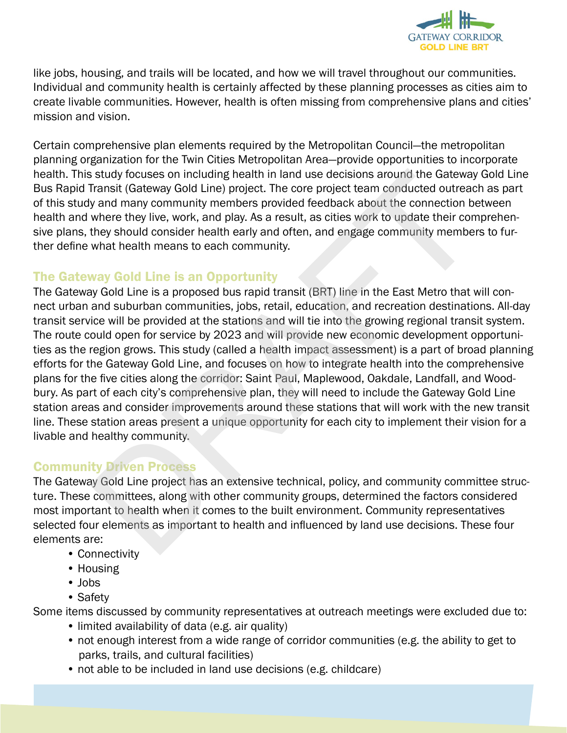like jobs, housing, and trails will be located, and how we will travel throughout our communities. Individual and community health is certainly affected by these planning processes as cities aim to create livable communities. However, health is often missing from comprehensive plans and cities' mission and vision.

Certain comprehensive plan elements required by the Metropolitan Council—the metropolitan planning organization for the Twin Cities Metropolitan Area—provide opportunities to incorporate health. This study focuses on including health in land use decisions around the Gateway Gold Line Bus Rapid Transit (Gateway Gold Line) project. The core project team conducted outreach as part of this study and many community members provided feedback about the connection between health and where they live, work, and play. As a result, as cities work to update their comprehensive plans, they should consider health early and often, and engage community members to further define what health means to each community.

## The Gateway Gold Line is an Opportunity

The Gateway Gold Line is a proposed bus rapid transit (BRT) line in the East Metro that will connect urban and suburban communities, jobs, retail, education, and recreation destinations. All-day transit service will be provided at the stations and will tie into the growing regional transit system. The route could open for service by 2023 and will provide new economic development opportunities as the region grows. This study (called a health impact assessment) is a part of broad planning efforts for the Gateway Gold Line, and focuses on how to integrate health into the comprehensive plans for the five cities along the corridor: Saint Paul, Maplewood, Oakdale, Landfall, and Woodbury. As part of each city's comprehensive plan, they will need to include the Gateway Gold Line station areas and consider improvements around these stations that will work with the new transit line. These station areas present a unique opportunity for each city to implement their vision for a livable and healthy community.

## Community Driven Process

The Gateway Gold Line project has an extensive technical, policy, and community committee structure. These committees, along with other community groups, determined the factors considered most important to health when it comes to the built environment. Community representatives selected four elements as important to health and influenced by land use decisions. These four elements are:

- Connectivity
- Housing
- Jobs
- Safety

Some items discussed by community representatives at outreach meetings were excluded due to:

- limited availability of data (e.g. air quality)
- not enough interest from a wide range of corridor communities (e.g. the ability to get to parks, trails, and cultural facilities)
- not able to be included in land use decisions (e.g. childcare)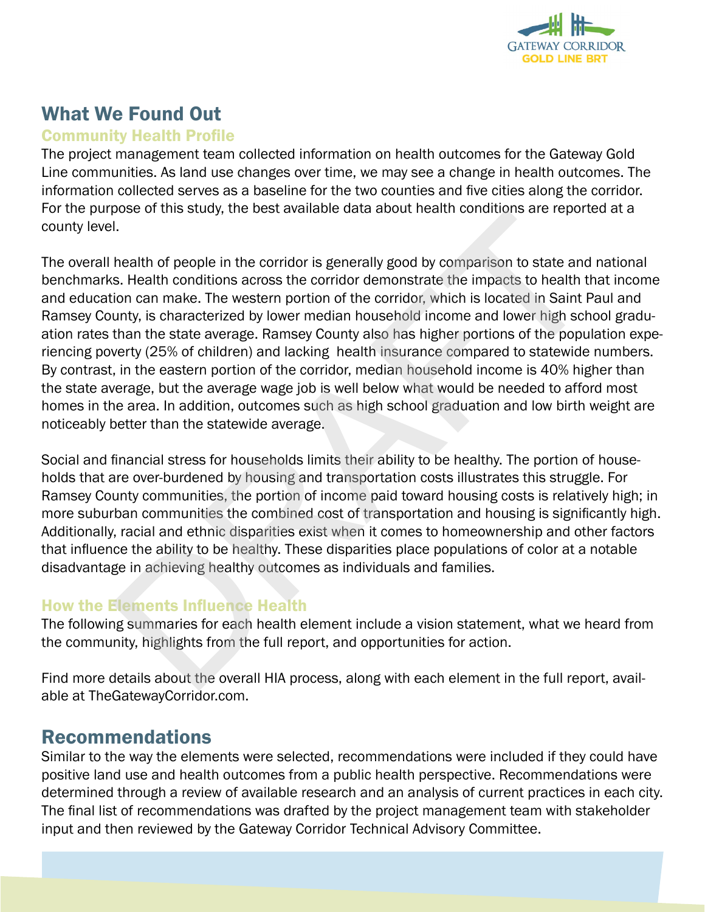## What We Found Out

### Community Health Profile

The project management team collected information on health outcomes for the Gateway Gold Line communities. As land use changes over time, we may see a change in health outcomes. The information collected serves as a baseline for the two counties and five cities along the corridor. For the purpose of this study, the best available data about health conditions are reported at a county level.

The overall health of people in the corridor is generally good by comparison to state and national benchmarks. Health conditions across the corridor demonstrate the impacts to health that income and education can make. The western portion of the corridor, which is located in Saint Paul and Ramsey County, is characterized by lower median household income and lower high school graduation rates than the state average. Ramsey County also has higher portions of the population experiencing poverty (25% of children) and lacking health insurance compared to statewide numbers. By contrast, in the eastern portion of the corridor, median household income is 40% higher than the state average, but the average wage job is well below what would be needed to afford most homes in the area. In addition, outcomes such as high school graduation and low birth weight are noticeably better than the statewide average.

Social and financial stress for households limits their ability to be healthy. The portion of households that are over-burdened by housing and transportation costs illustrates this struggle. For Ramsey County communities, the portion of income paid toward housing costs is relatively high; in more suburban communities the combined cost of transportation and housing is significantly high. Additionally, racial and ethnic disparities exist when it comes to homeownership and other factors that influence the ability to be healthy. These disparities place populations of color at a notable disadvantage in achieving healthy outcomes as individuals and families.

### How the Elements Influence Health

The following summaries for each health element include a vision statement, what we heard from the community, highlights from the full report, and opportunities for action.

Find more details about the overall HIA process, along with each element in the full report, available at TheGatewayCorridor.com.

## Recommendations

Similar to the way the elements were selected, recommendations were included if they could have positive land use and health outcomes from a public health perspective. Recommendations were determined through a review of available research and an analysis of current practices in each city. The final list of recommendations was drafted by the project management team with stakeholder input and then reviewed by the Gateway Corridor Technical Advisory Committee.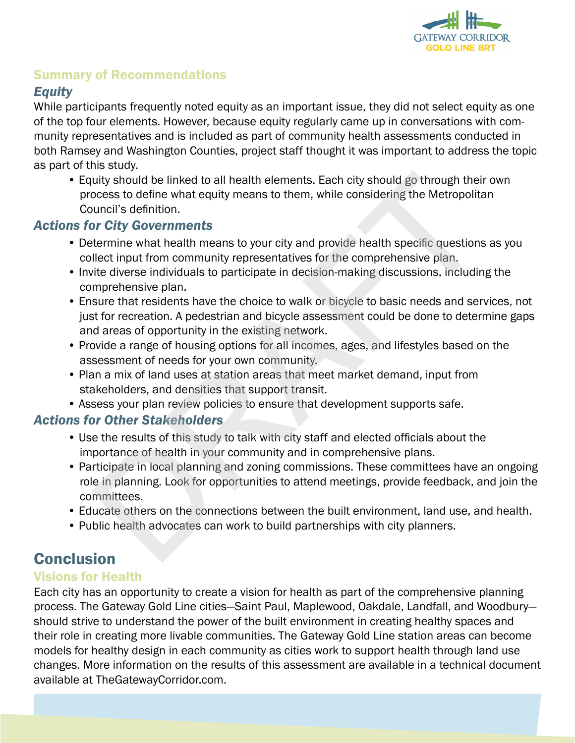## Summary of Recommendations

### *Equity*

While participants frequently noted equity as an important issue, they did not select equity as one of the top four elements. However, because equity regularly came up in conversations with community representatives and is included as part of community health assessments conducted in both Ramsey and Washington Counties, project staff thought it was important to address the topic as part of this study.

- Equity should be linked to all health elements. Each city should go through their own process to define what equity means to them, while considering the Metropolitan Council's definition.

### *Actions for City Governments*

- Determine what health means to your city and provide health specific questions as you collect input from community representatives for the comprehensive plan.
- Invite diverse individuals to participate in decision-making discussions, including the comprehensive plan.
- Ensure that residents have the choice to walk or bicycle to basic needs and services, not just for recreation. A pedestrian and bicycle assessment could be done to determine gaps and areas of opportunity in the existing network.
- Provide a range of housing options for all incomes, ages, and lifestyles based on the assessment of needs for your own community.
- Plan a mix of land uses at station areas that meet market demand, input from stakeholders, and densities that support transit.
- Assess your plan review policies to ensure that development supports safe.

### *Actions for Other Stakeholders*

- Use the results of this study to talk with city staff and elected officials about the importance of health in your community and in comprehensive plans.
- Participate in local planning and zoning commissions. These committees have an ongoing role in planning. Look for opportunities to attend meetings, provide feedback, and join the committees.
- Educate others on the connections between the built environment, land use, and health.
- Public health advocates can work to build partnerships with city planners.

# Conclusion

## Visions for Health

Each city has an opportunity to create a vision for health as part of the comprehensive planning process. The Gateway Gold Line cities—Saint Paul, Maplewood, Oakdale, Landfall, and Woodbury—should strive to understand the power of the built environment in creating healthy spaces and their role in creating more livable communities. The Gateway Gold Line station areas can become models for healthy design in each community as cities work to support health through land use changes. More information on the results of this assessment are available in a technical document available at TheGatewayCorridor.com.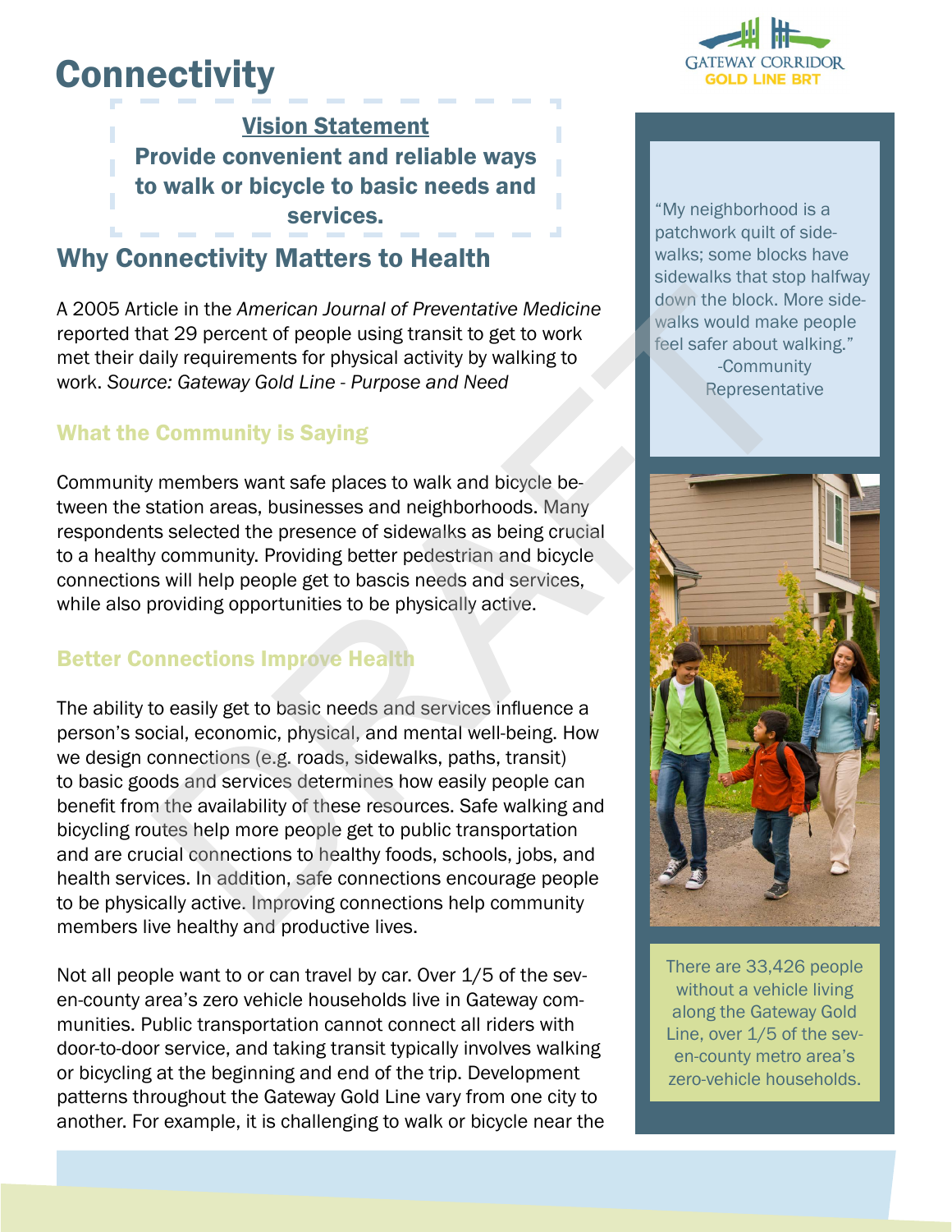# Connectivity

**Vision Statement**

**Provide convenient and reliable ways to walk or bicycle to basic needs and services.**

## Why Connectivity Matters to Health

A 2005 Article in the *American Journal of Preventative Medicine* reported that 29 percent of people using transit to get to work met their daily requirements for physical activity by walking to work. *Source: Gateway Gold Line - Purpose and Need*

### What the Community is Saying

Community members want safe places to walk and bicycle between the station areas, businesses and neighborhoods. Many respondents selected the presence of sidewalks as being crucial to a healthy community. Providing better pedestrian and bicycle connections will help people get to bascis needs and services, while also providing opportunities to be physically active.

### Better Connections Improve Health

The ability to easily get to basic needs and services influence a person's social, economic, physical, and mental well-being. How we design connections (e.g. roads, sidewalks, paths, transit) to basic goods and services determines how easily people can benefit from the availability of these resources. Safe walking and bicycling routes help more people get to public transportation and are crucial connections to healthy foods, schools, jobs, and health services. In addition, safe connections encourage people to be physically active. Improving connections help community members live healthy and productive lives.

Not all people want to or can travel by car. Over 1/5 of the seven-county area's zero vehicle households live in Gateway communities. Public transportation cannot connect all riders with door-to-door service, and taking transit typically involves walking or bicycling at the beginning and end of the trip. Development patterns throughout the Gateway Gold Line vary from one city to another. For example, it is challenging to walk or bicycle near the

"My neighborhood is a patchwork quilt of sidewalks; some blocks have sidewalks that stop halfway down the block. More sidewalks would make people feel safer about walking."
-Community Representative

There are 33,426 people without a vehicle living along the Gateway Gold Line, over 1/5 of the seven-county metro area's zero-vehicle households.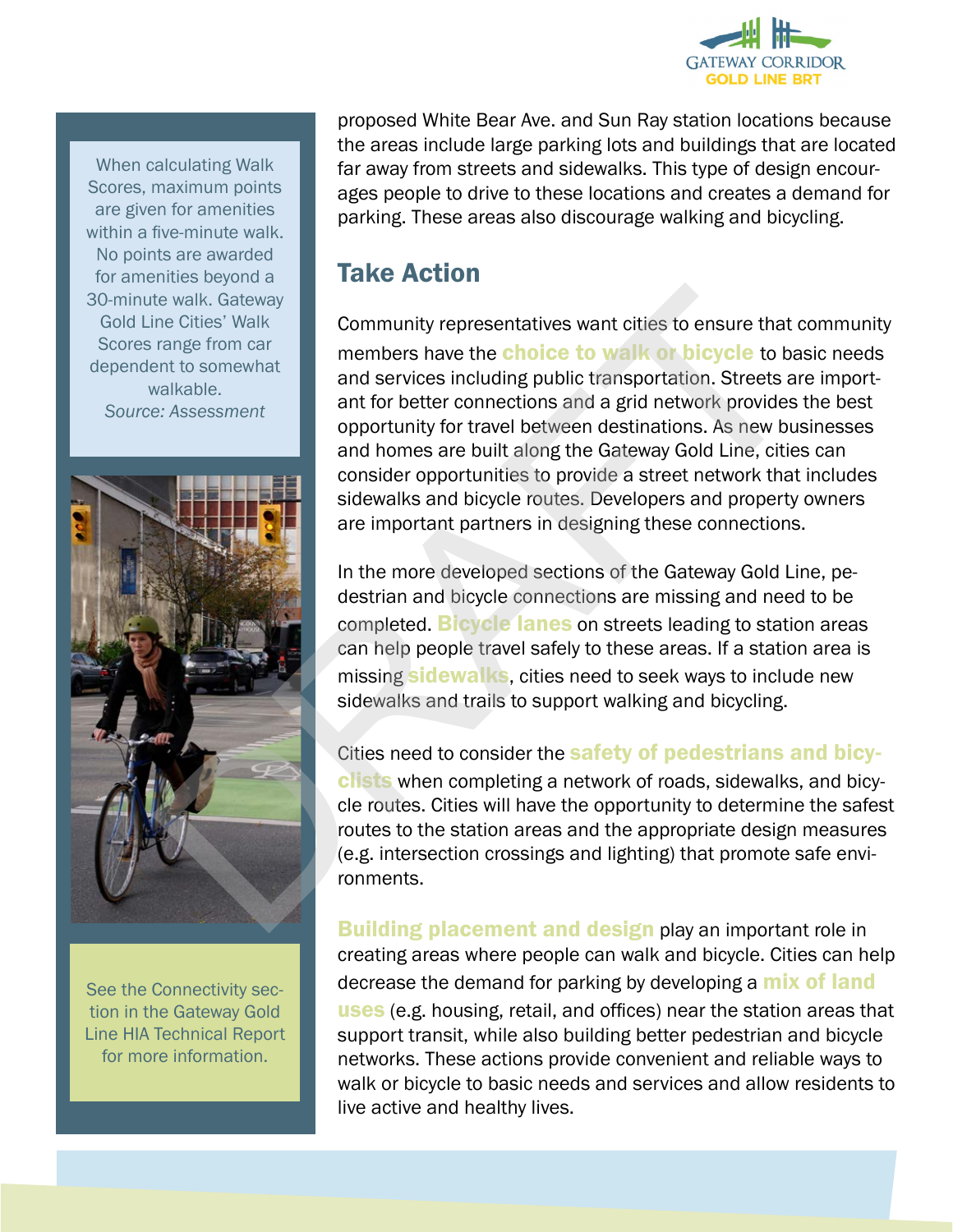proposed White Bear Ave. and Sun Ray station locations because the areas include large parking lots and buildings that are located far away from streets and sidewalks. This type of design encourages people to drive to these locations and creates a demand for parking. These areas also discourage walking and bicycling.

When calculating Walk Scores, maximum points are given for amenities within a five-minute walk. No points are awarded for amenities beyond a 30-minute walk. Gateway Gold Line Cities' Walk Scores range from car dependent to somewhat walkable.
*Source: Assessment*

## Take Action

Community representatives want cities to ensure that community members have the **choice to walk or bicycle** to basic needs and services including public transportation. Streets are important for better connections and a grid network provides the best opportunity for travel between destinations. As new businesses and homes are built along the Gateway Gold Line, cities can consider opportunities to provide a street network that includes sidewalks and bicycle routes. Developers and property owners are important partners in designing these connections.

In the more developed sections of the Gateway Gold Line, pedestrian and bicycle connections are missing and need to be completed. **Bicycle lanes** on streets leading to station areas can help people travel safely to these areas. If a station area is missing **sidewalks**, cities need to seek ways to include new sidewalks and trails to support walking and bicycling.

Cities need to consider the **safety of pedestrians and bicyclists** when completing a network of roads, sidewalks, and bicycle routes. Cities will have the opportunity to determine the safest routes to the station areas and the appropriate design measures (e.g. intersection crossings and lighting) that promote safe environments.

**Building placement and design** play an important role in creating areas where people can walk and bicycle. Cities can help decrease the demand for parking by developing a **mix of land uses** (e.g. housing, retail, and offices) near the station areas that support transit, while also building better pedestrian and bicycle networks. These actions provide convenient and reliable ways to walk or bicycle to basic needs and services and allow residents to live active and healthy lives.

See the Connectivity section in the Gateway Gold Line HIA Technical Report for more information.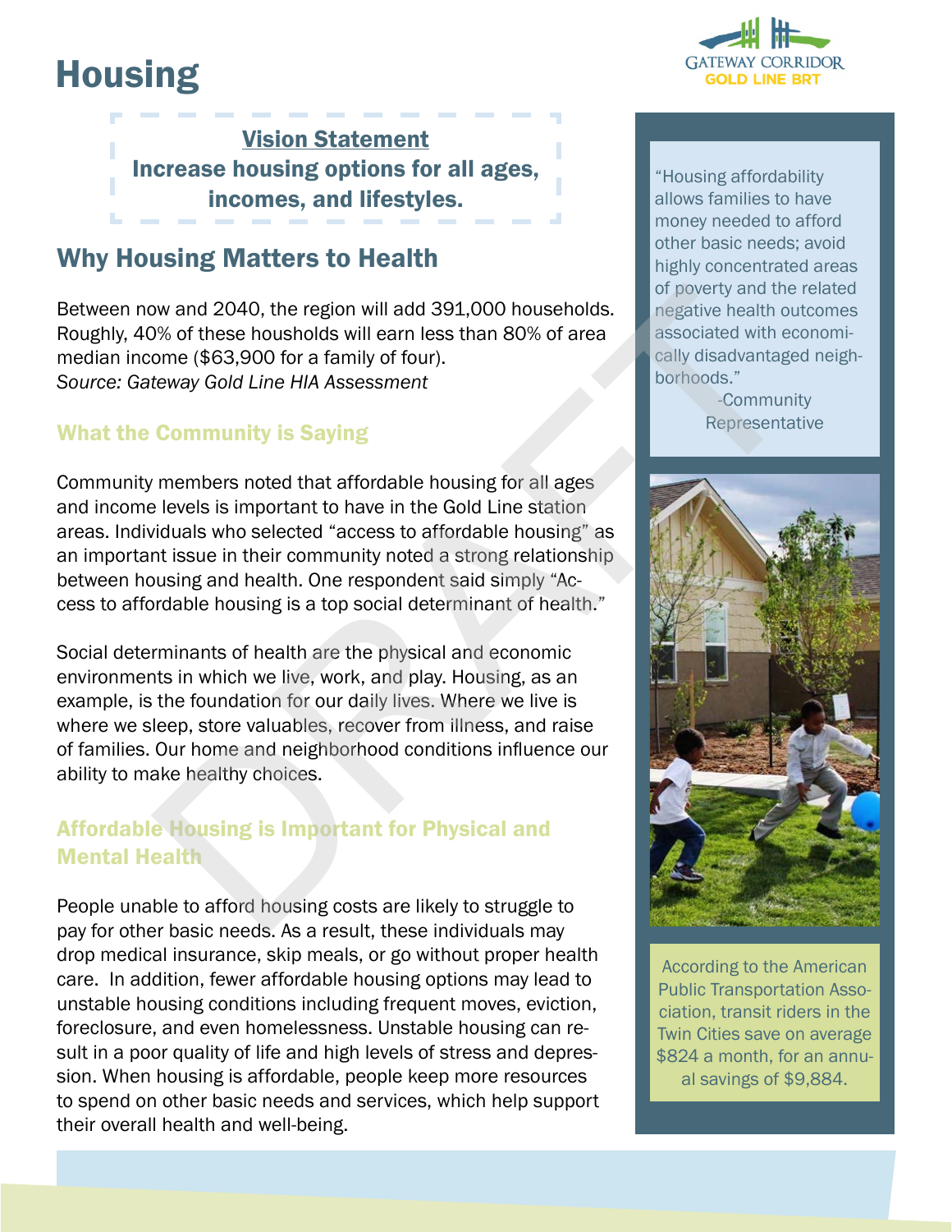# Housing

**Vision Statement**

**Increase housing options for all ages, incomes, and lifestyles.**

## Why Housing Matters to Health

Between now and 2040, the region will add 391,000 households. Roughly, 40% of these housholds will earn less than 80% of area median income ($63,900 for a family of four).
*Source: Gateway Gold Line HIA Assessment*

### What the Community is Saying

Community members noted that affordable housing for all ages and income levels is important to have in the Gold Line station areas. Individuals who selected "access to affordable housing" as an important issue in their community noted a strong relationship between housing and health. One respondent said simply "Access to affordable housing is a top social determinant of health."

Social determinants of health are the physical and economic environments in which we live, work, and play. Housing, as an example, is the foundation for our daily lives. Where we live is where we sleep, store valuables, recover from illness, and raise of families. Our home and neighborhood conditions influence our ability to make healthy choices.

### Affordable Housing is Important for Physical and Mental Health

People unable to afford housing costs are likely to struggle to pay for other basic needs. As a result, these individuals may drop medical insurance, skip meals, or go without proper health care. In addition, fewer affordable housing options may lead to unstable housing conditions including frequent moves, eviction, foreclosure, and even homelessness. Unstable housing can result in a poor quality of life and high levels of stress and depression. When housing is affordable, people keep more resources to spend on other basic needs and services, which help support their overall health and well-being.

"Housing affordability allows families to have money needed to afford other basic needs; avoid highly concentrated areas of poverty and the related negative health outcomes associated with economically disadvantaged neighborhoods."

-Community Representative

According to the American Public Transportation Association, transit riders in the Twin Cities save on average $824 a month, for an annual savings of $9,884.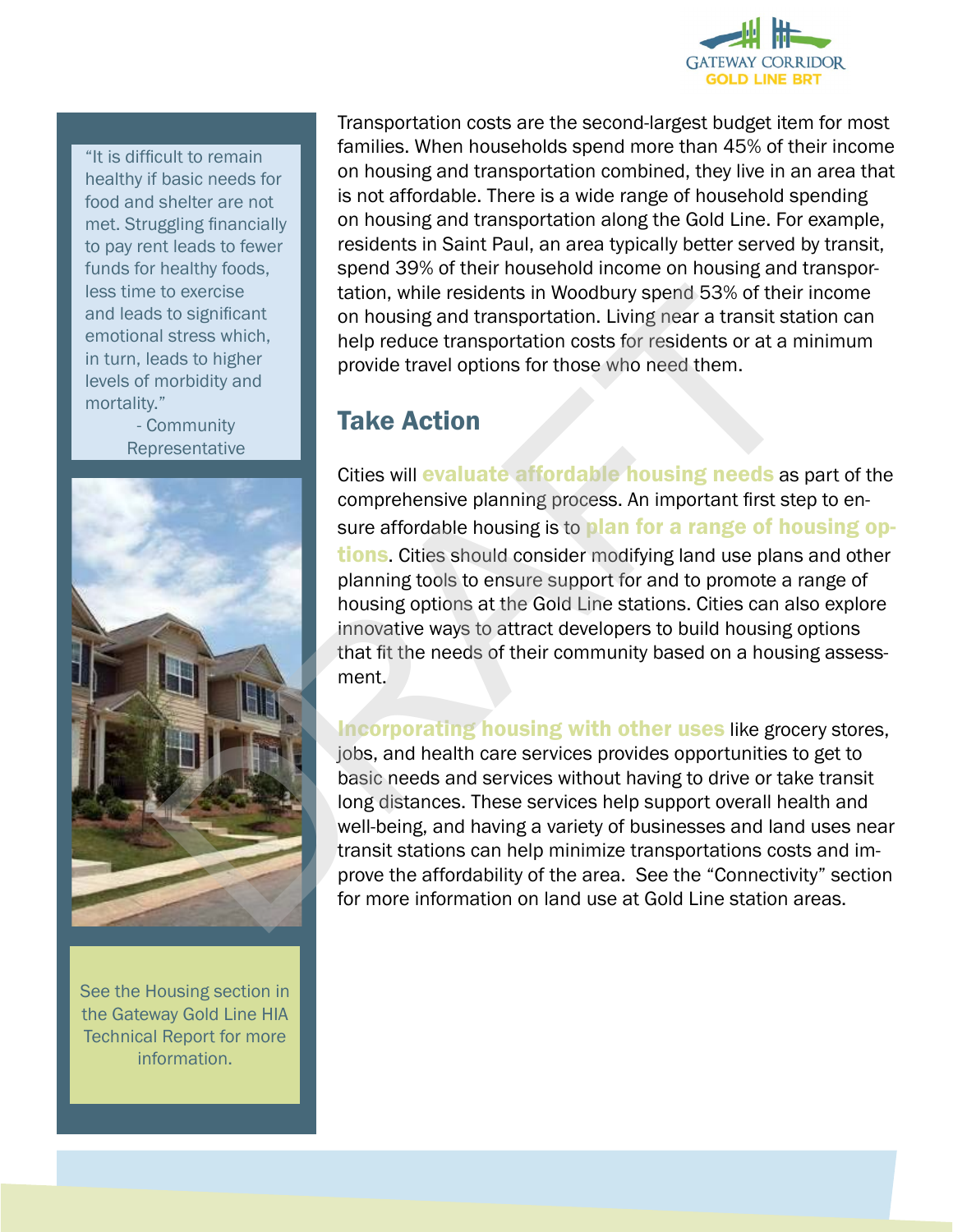Transportation costs are the second-largest budget item for most families. When households spend more than 45% of their income on housing and transportation combined, they live in an area that is not affordable. There is a wide range of household spending on housing and transportation along the Gold Line. For example, residents in Saint Paul, an area typically better served by transit, spend 39% of their household income on housing and transportation, while residents in Woodbury spend 53% of their income on housing and transportation. Living near a transit station can help reduce transportation costs for residents or at a minimum provide travel options for those who need them.

> "It is difficult to remain healthy if basic needs for food and shelter are not met. Struggling financially to pay rent leads to fewer funds for healthy foods, less time to exercise and leads to significant emotional stress which, in turn, leads to higher levels of morbidity and mortality."
>
> - Community Representative

## Take Action

Cities will **evaluate affordable housing needs** as part of the comprehensive planning process. An important first step to ensure affordable housing is to **plan for a range of housing options**. Cities should consider modifying land use plans and other planning tools to ensure support for and to promote a range of housing options at the Gold Line stations. Cities can also explore innovative ways to attract developers to build housing options that fit the needs of their community based on a housing assessment.

**Incorporating housing with other uses** like grocery stores, jobs, and health care services provides opportunities to get to basic needs and services without having to drive or take transit long distances. These services help support overall health and well-being, and having a variety of businesses and land uses near transit stations can help minimize transportations costs and improve the affordability of the area. See the "Connectivity" section for more information on land use at Gold Line station areas.

See the Housing section in the Gateway Gold Line HIA Technical Report for more information.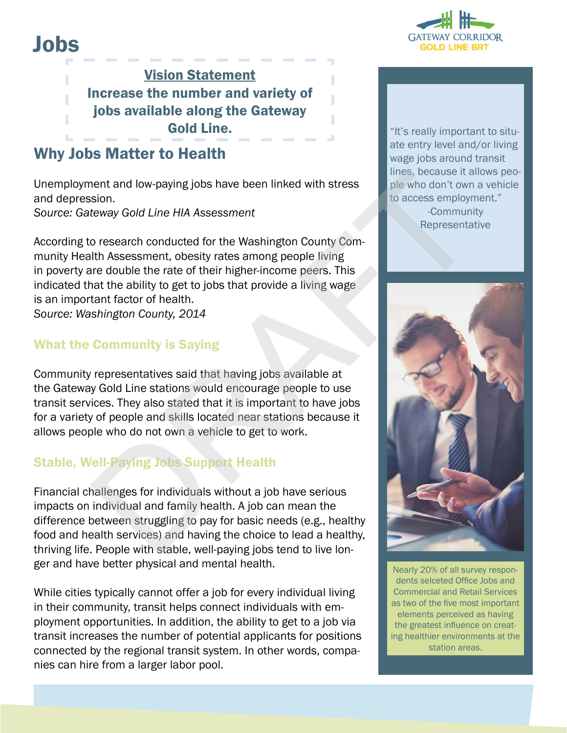# Jobs

**Vision Statement**
**Increase the number and variety of jobs available along the Gateway Gold Line.**

## Why Jobs Matter to Health

Unemployment and low-paying jobs have been linked with stress and depression.
*Source: Gateway Gold Line HIA Assessment*

According to research conducted for the Washington County Community Health Assessment, obesity rates among people living in poverty are double the rate of their higher-income peers. This indicated that the ability to get to jobs that provide a living wage is an important factor of health.
*Source: Washington County, 2014*

### What the Community is Saying

Community representatives said that having jobs available at the Gateway Gold Line stations would encourage people to use transit services. They also stated that it is important to have jobs for a variety of people and skills located near stations because it allows people who do not own a vehicle to get to work.

### Stable, Well-Paying Jobs Support Health

Financial challenges for individuals without a job have serious impacts on individual and family health. A job can mean the difference between struggling to pay for basic needs (e.g., healthy food and health services) and having the choice to lead a healthy, thriving life. People with stable, well-paying jobs tend to live longer and have better physical and mental health.

While cities typically cannot offer a job for every individual living in their community, transit helps connect individuals with employment opportunities. In addition, the ability to get to a job via transit increases the number of potential applicants for positions connected by the regional transit system. In other words, companies can hire from a larger labor pool.

"It's really important to situate entry level and/or living wage jobs around transit lines, because it allows people who don't own a vehicle to access employment."
-Community Representative

Nearly 20% of all survey respondents selceted Office Jobs and Commercial and Retail Services as two of the five most important elements perceived as having the greatest influence on creating healthier environments at the station areas.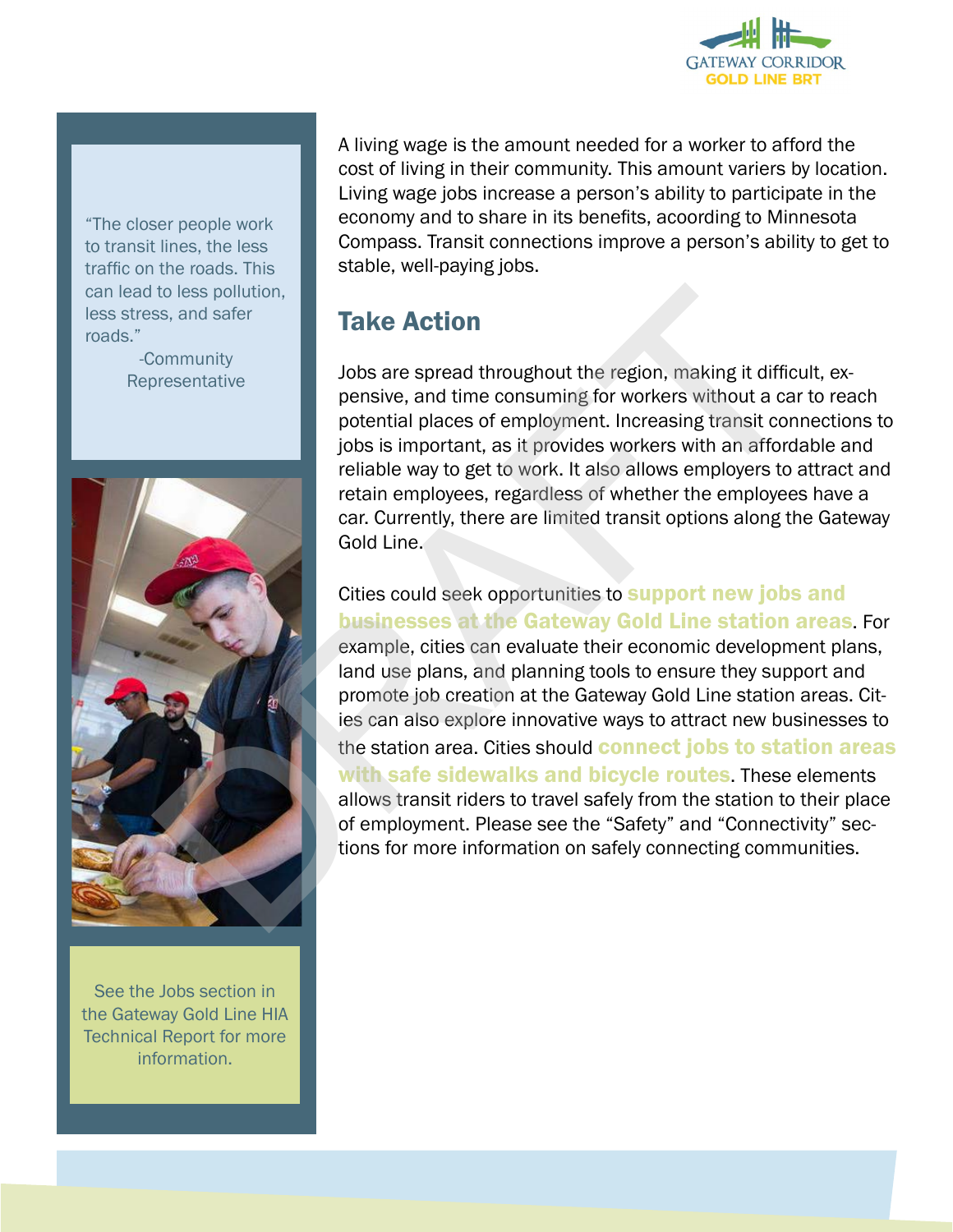A living wage is the amount needed for a worker to afford the cost of living in their community. This amount variers by location. Living wage jobs increase a person's ability to participate in the economy and to share in its benefits, according to Minnesota Compass. Transit connections improve a person's ability to get to stable, well-paying jobs.

## Take Action

Jobs are spread throughout the region, making it difficult, expensive, and time consuming for workers without a car to reach potential places of employment. Increasing transit connections to jobs is important, as it provides workers with an affordable and reliable way to get to work. It also allows employers to attract and retain employees, regardless of whether the employees have a car. Currently, there are limited transit options along the Gateway Gold Line.

Cities could seek opportunities to **support new jobs and businesses at the Gateway Gold Line station areas**. For example, cities can evaluate their economic development plans, land use plans, and planning tools to ensure they support and promote job creation at the Gateway Gold Line station areas. Cities can also explore innovative ways to attract new businesses to the station area. Cities should **connect jobs to station areas with safe sidewalks and bicycle routes**. These elements allows transit riders to travel safely from the station to their place of employment. Please see the "Safety" and "Connectivity" sections for more information on safely connecting communities.

"The closer people work to transit lines, the less traffic on the roads. This can lead to less pollution, less stress, and safer roads."

-Community Representative

See the Jobs section in the Gateway Gold Line HIA Technical Report for more information.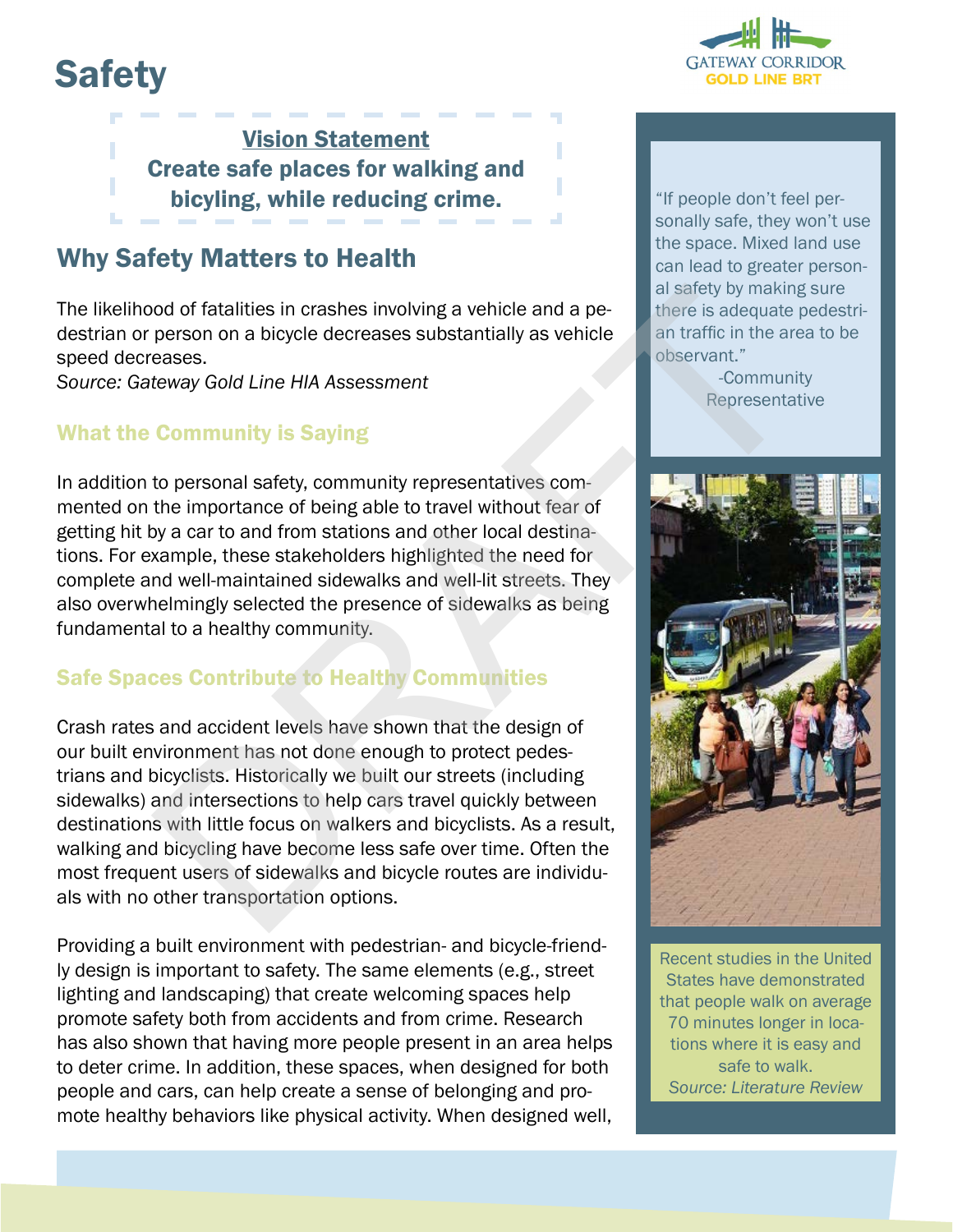# Safety

**Vision Statement**
**Create safe places for walking and bicyling, while reducing crime.**

## Why Safety Matters to Health

The likelihood of fatalities in crashes involving a vehicle and a pedestrian or person on a bicycle decreases substantially as vehicle speed decreases.
*Source: Gateway Gold Line HIA Assessment*

### What the Community is Saying

In addition to personal safety, community representatives commented on the importance of being able to travel without fear of getting hit by a car to and from stations and other local destinations. For example, these stakeholders highlighted the need for complete and well-maintained sidewalks and well-lit streets. They also overwhelmingly selected the presence of sidewalks as being fundamental to a healthy community.

### Safe Spaces Contribute to Healthy Communities

Crash rates and accident levels have shown that the design of our built environment has not done enough to protect pedestrians and bicyclists. Historically we built our streets (including sidewalks) and intersections to help cars travel quickly between destinations with little focus on walkers and bicyclists. As a result, walking and bicycling have become less safe over time. Often the most frequent users of sidewalks and bicycle routes are individuals with no other transportation options.

Providing a built environment with pedestrian- and bicycle-friendly design is important to safety. The same elements (e.g., street lighting and landscaping) that create welcoming spaces help promote safety both from accidents and from crime. Research has also shown that having more people present in an area helps to deter crime. In addition, these spaces, when designed for both people and cars, can help create a sense of belonging and promote healthy behaviors like physical activity. When designed well,

"If people don't feel personally safe, they won't use the space. Mixed land use can lead to greater personal safety by making sure there is adequate pedestrian traffic in the area to be observant."
-Community Representative

Recent studies in the United States have demonstrated that people walk on average 70 minutes longer in locations where it is easy and safe to walk.
*Source: Literature Review*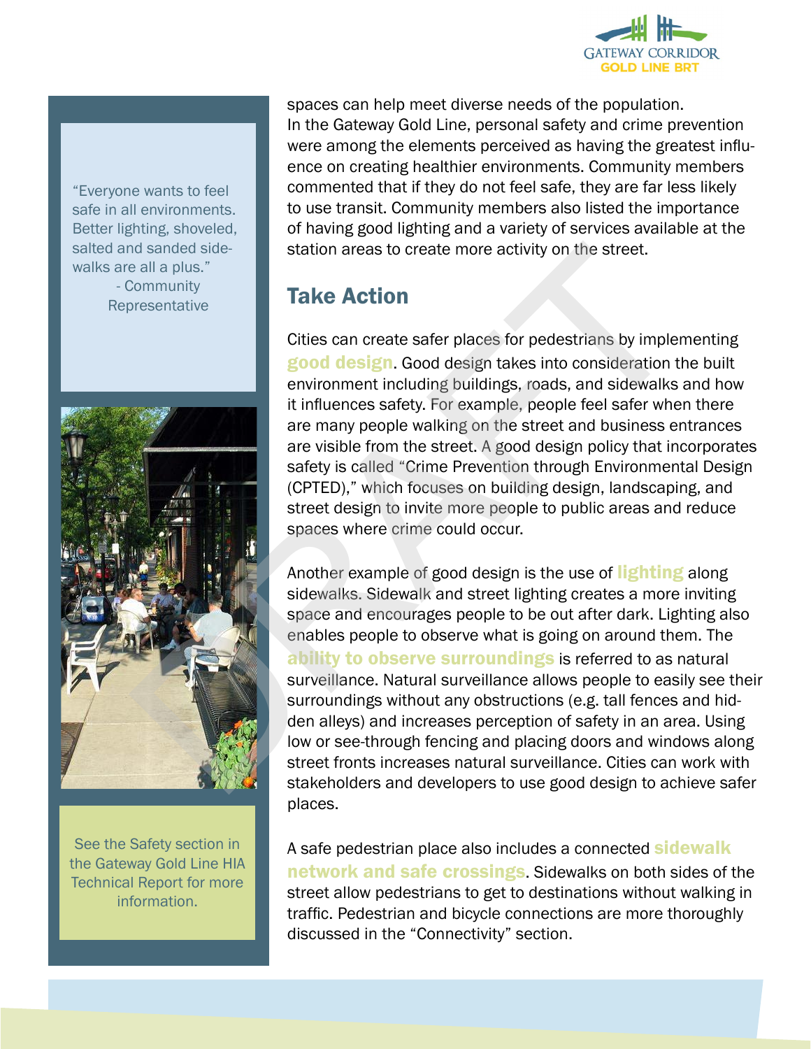spaces can help meet diverse needs of the population. In the Gateway Gold Line, personal safety and crime prevention were among the elements perceived as having the greatest influence on creating healthier environments. Community members commented that if they do not feel safe, they are far less likely to use transit. Community members also listed the importance of having good lighting and a variety of services available at the station areas to create more activity on the street.

"Everyone wants to feel safe in all environments. Better lighting, shoveled, salted and sanded sidewalks are all a plus."
- Community Representative

## Take Action

Cities can create safer places for pedestrians by implementing **good design**. Good design takes into consideration the built environment including buildings, roads, and sidewalks and how it influences safety. For example, people feel safer when there are many people walking on the street and business entrances are visible from the street. A good design policy that incorporates safety is called "Crime Prevention through Environmental Design (CPTED)," which focuses on building design, landscaping, and street design to invite more people to public areas and reduce spaces where crime could occur.

Another example of good design is the use of **lighting** along sidewalks. Sidewalk and street lighting creates a more inviting space and encourages people to be out after dark. Lighting also enables people to observe what is going on around them. The **ability to observe surroundings** is referred to as natural surveillance. Natural surveillance allows people to easily see their surroundings without any obstructions (e.g. tall fences and hidden alleys) and increases perception of safety in an area. Using low or see-through fencing and placing doors and windows along street fronts increases natural surveillance. Cities can work with stakeholders and developers to use good design to achieve safer places.

A safe pedestrian place also includes a connected **sidewalk network and safe crossings**. Sidewalks on both sides of the street allow pedestrians to get to destinations without walking in traffic. Pedestrian and bicycle connections are more thoroughly discussed in the "Connectivity" section.

See the Safety section in the Gateway Gold Line HIA Technical Report for more information.